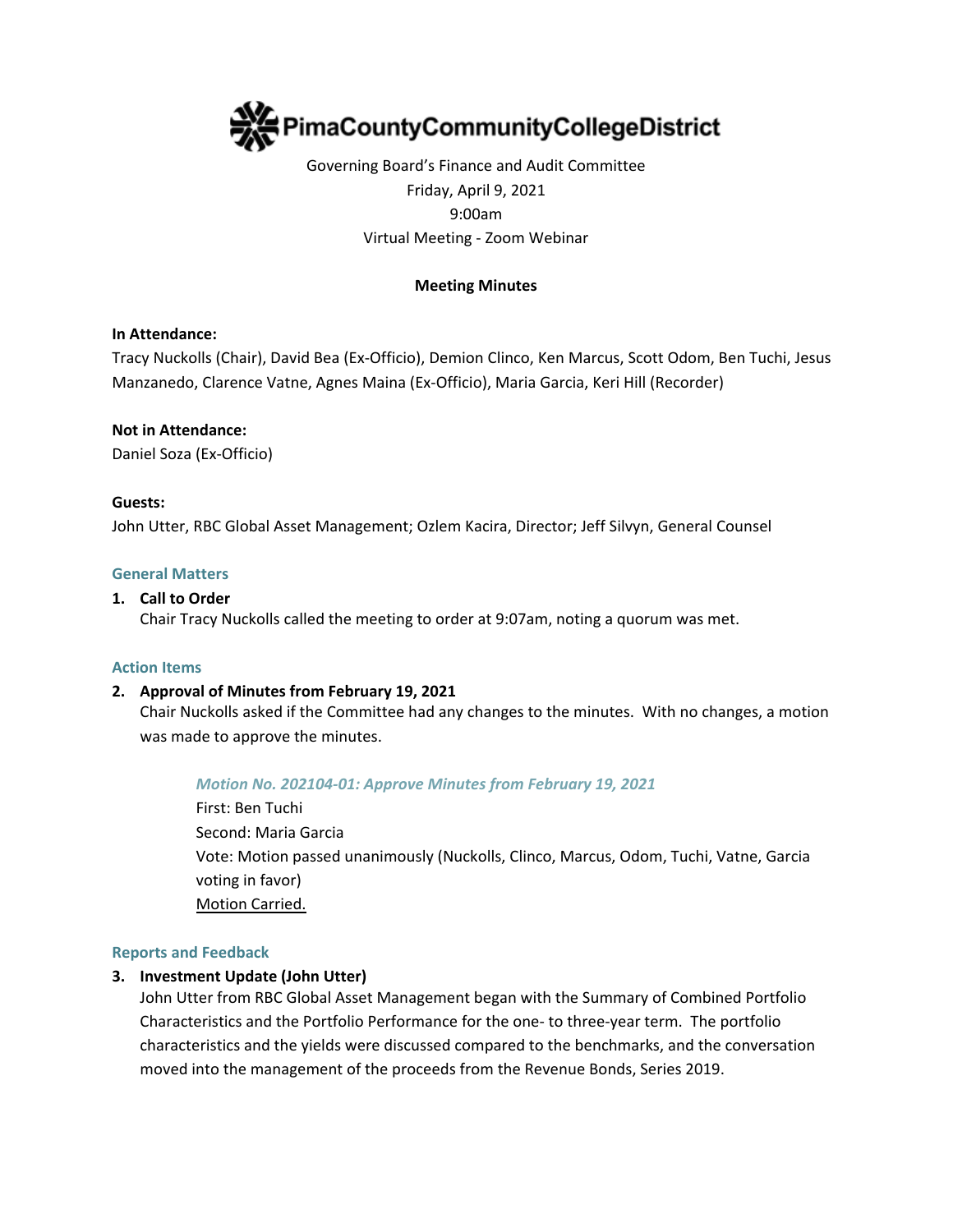# PimaCountyCommunityCollegeDistrict

Governing Board's Finance and Audit Committee
Friday, April 9, 2021
9:00am
Virtual Meeting - Zoom Webinar

**Meeting Minutes**

**In Attendance:**
Tracy Nuckolls (Chair), David Bea (Ex-Officio), Demion Clinco, Ken Marcus, Scott Odom, Ben Tuchi, Jesus Manzanedo, Clarence Vatne, Agnes Maina (Ex-Officio), Maria Garcia, Keri Hill (Recorder)

**Not in Attendance:**
Daniel Soza (Ex-Officio)

**Guests:**
John Utter, RBC Global Asset Management; Ozlem Kacira, Director; Jeff Silvyn, General Counsel

## General Matters

1. **Call to Order**
   Chair Tracy Nuckolls called the meeting to order at 9:07am, noting a quorum was met.

## Action Items

2. **Approval of Minutes from February 19, 2021**
   Chair Nuckolls asked if the Committee had any changes to the minutes. With no changes, a motion was made to approve the minutes.

   *Motion No. 202104-01: Approve Minutes from February 19, 2021*
   First: Ben Tuchi
   Second: Maria Garcia
   Vote: Motion passed unanimously (Nuckolls, Clinco, Marcus, Odom, Tuchi, Vatne, Garcia voting in favor)
   Motion Carried.

## Reports and Feedback

3. **Investment Update (John Utter)**
   John Utter from RBC Global Asset Management began with the Summary of Combined Portfolio Characteristics and the Portfolio Performance for the one- to three-year term. The portfolio characteristics and the yields were discussed compared to the benchmarks, and the conversation moved into the management of the proceeds from the Revenue Bonds, Series 2019.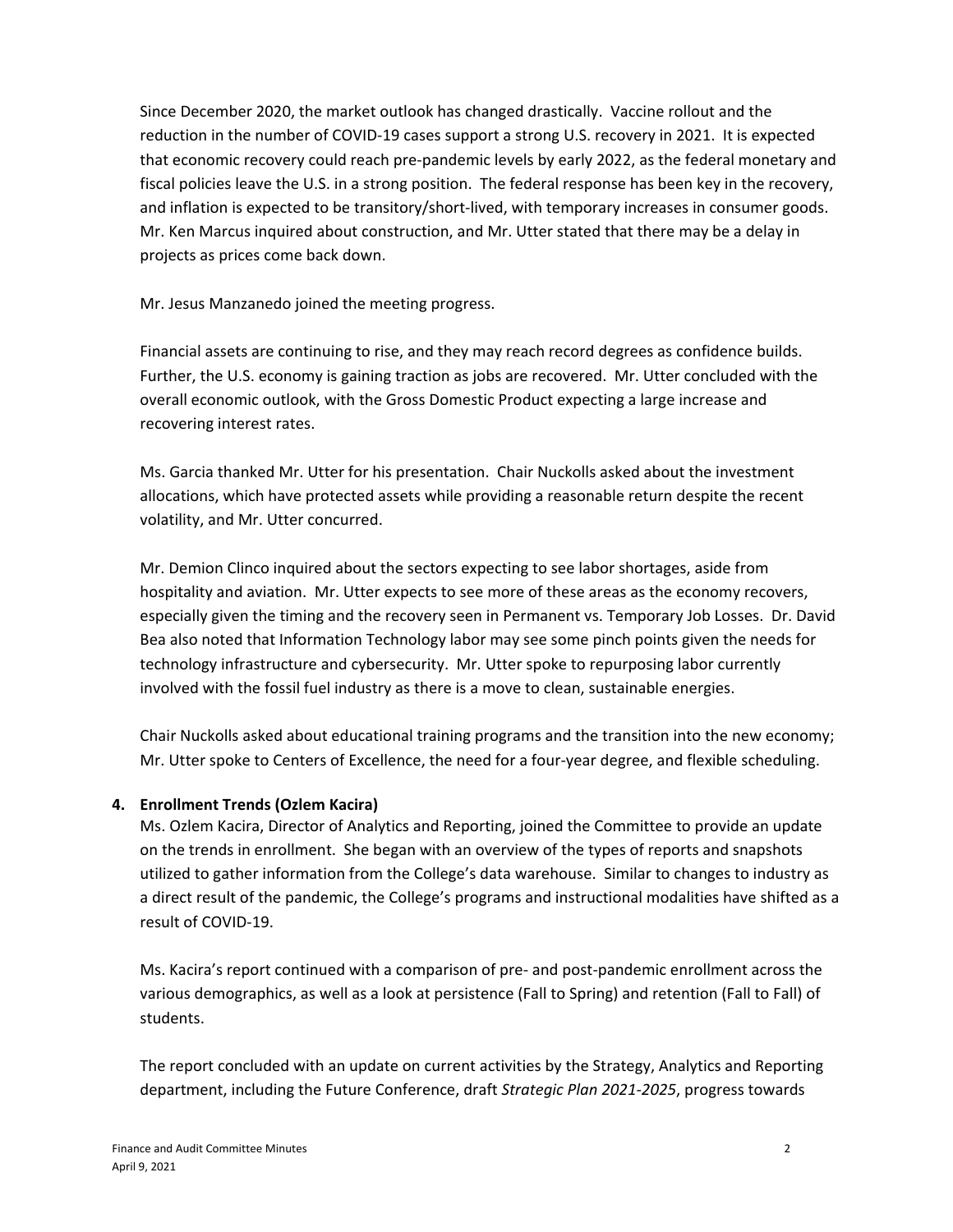Since December 2020, the market outlook has changed drastically. Vaccine rollout and the reduction in the number of COVID-19 cases support a strong U.S. recovery in 2021. It is expected that economic recovery could reach pre-pandemic levels by early 2022, as the federal monetary and fiscal policies leave the U.S. in a strong position. The federal response has been key in the recovery, and inflation is expected to be transitory/short-lived, with temporary increases in consumer goods. Mr. Ken Marcus inquired about construction, and Mr. Utter stated that there may be a delay in projects as prices come back down.

Mr. Jesus Manzanedo joined the meeting progress.

Financial assets are continuing to rise, and they may reach record degrees as confidence builds. Further, the U.S. economy is gaining traction as jobs are recovered. Mr. Utter concluded with the overall economic outlook, with the Gross Domestic Product expecting a large increase and recovering interest rates.

Ms. Garcia thanked Mr. Utter for his presentation. Chair Nuckolls asked about the investment allocations, which have protected assets while providing a reasonable return despite the recent volatility, and Mr. Utter concurred.

Mr. Demion Clinco inquired about the sectors expecting to see labor shortages, aside from hospitality and aviation. Mr. Utter expects to see more of these areas as the economy recovers, especially given the timing and the recovery seen in Permanent vs. Temporary Job Losses. Dr. David Bea also noted that Information Technology labor may see some pinch points given the needs for technology infrastructure and cybersecurity. Mr. Utter spoke to repurposing labor currently involved with the fossil fuel industry as there is a move to clean, sustainable energies.

Chair Nuckolls asked about educational training programs and the transition into the new economy; Mr. Utter spoke to Centers of Excellence, the need for a four-year degree, and flexible scheduling.

**4. Enrollment Trends (Ozlem Kacira)**

Ms. Ozlem Kacira, Director of Analytics and Reporting, joined the Committee to provide an update on the trends in enrollment. She began with an overview of the types of reports and snapshots utilized to gather information from the College's data warehouse. Similar to changes to industry as a direct result of the pandemic, the College's programs and instructional modalities have shifted as a result of COVID-19.

Ms. Kacira's report continued with a comparison of pre- and post-pandemic enrollment across the various demographics, as well as a look at persistence (Fall to Spring) and retention (Fall to Fall) of students.

The report concluded with an update on current activities by the Strategy, Analytics and Reporting department, including the Future Conference, draft *Strategic Plan 2021-2025*, progress towards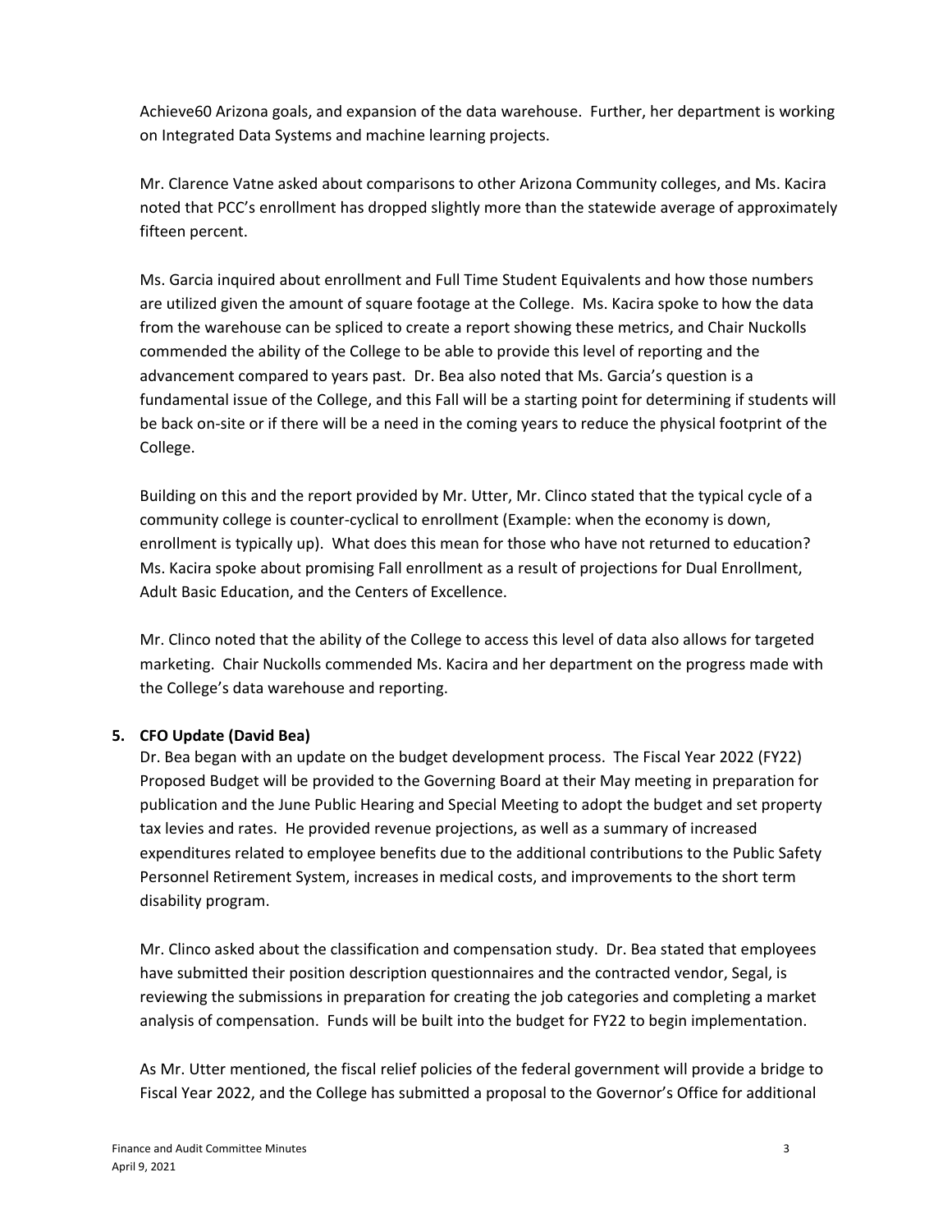Achieve60 Arizona goals, and expansion of the data warehouse. Further, her department is working on Integrated Data Systems and machine learning projects.

Mr. Clarence Vatne asked about comparisons to other Arizona Community colleges, and Ms. Kacira noted that PCC's enrollment has dropped slightly more than the statewide average of approximately fifteen percent.

Ms. Garcia inquired about enrollment and Full Time Student Equivalents and how those numbers are utilized given the amount of square footage at the College. Ms. Kacira spoke to how the data from the warehouse can be spliced to create a report showing these metrics, and Chair Nuckolls commended the ability of the College to be able to provide this level of reporting and the advancement compared to years past. Dr. Bea also noted that Ms. Garcia's question is a fundamental issue of the College, and this Fall will be a starting point for determining if students will be back on-site or if there will be a need in the coming years to reduce the physical footprint of the College.

Building on this and the report provided by Mr. Utter, Mr. Clinco stated that the typical cycle of a community college is counter-cyclical to enrollment (Example: when the economy is down, enrollment is typically up). What does this mean for those who have not returned to education? Ms. Kacira spoke about promising Fall enrollment as a result of projections for Dual Enrollment, Adult Basic Education, and the Centers of Excellence.

Mr. Clinco noted that the ability of the College to access this level of data also allows for targeted marketing. Chair Nuckolls commended Ms. Kacira and her department on the progress made with the College's data warehouse and reporting.

**5. CFO Update (David Bea)**

Dr. Bea began with an update on the budget development process. The Fiscal Year 2022 (FY22) Proposed Budget will be provided to the Governing Board at their May meeting in preparation for publication and the June Public Hearing and Special Meeting to adopt the budget and set property tax levies and rates. He provided revenue projections, as well as a summary of increased expenditures related to employee benefits due to the additional contributions to the Public Safety Personnel Retirement System, increases in medical costs, and improvements to the short term disability program.

Mr. Clinco asked about the classification and compensation study. Dr. Bea stated that employees have submitted their position description questionnaires and the contracted vendor, Segal, is reviewing the submissions in preparation for creating the job categories and completing a market analysis of compensation. Funds will be built into the budget for FY22 to begin implementation.

As Mr. Utter mentioned, the fiscal relief policies of the federal government will provide a bridge to Fiscal Year 2022, and the College has submitted a proposal to the Governor's Office for additional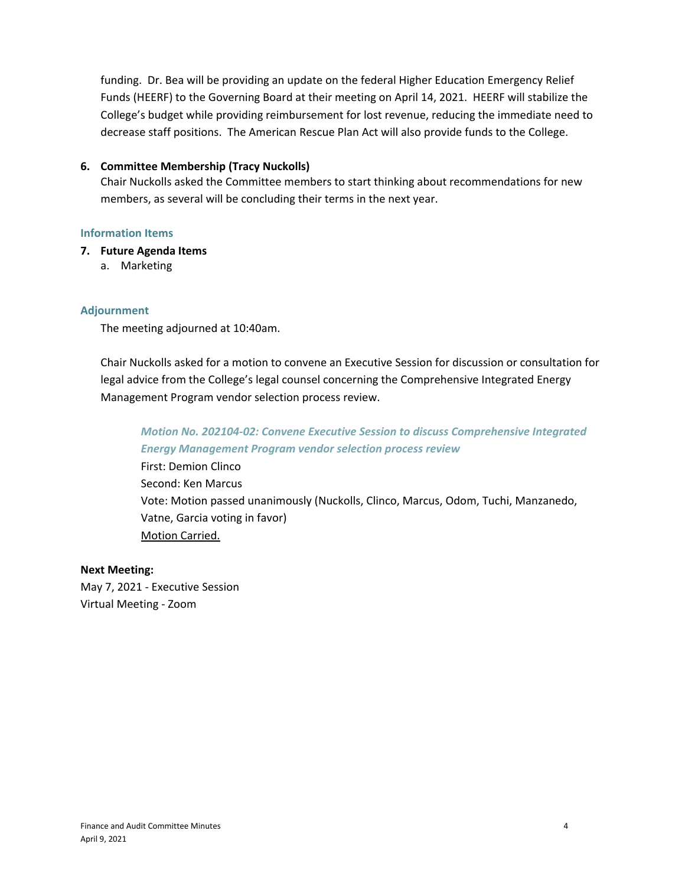funding. Dr. Bea will be providing an update on the federal Higher Education Emergency Relief Funds (HEERF) to the Governing Board at their meeting on April 14, 2021. HEERF will stabilize the College's budget while providing reimbursement for lost revenue, reducing the immediate need to decrease staff positions. The American Rescue Plan Act will also provide funds to the College.

**6. Committee Membership (Tracy Nuckolls)**

Chair Nuckolls asked the Committee members to start thinking about recommendations for new members, as several will be concluding their terms in the next year.

### Information Items

**7. Future Agenda Items**

a. Marketing

### Adjournment

The meeting adjourned at 10:40am.

Chair Nuckolls asked for a motion to convene an Executive Session for discussion or consultation for legal advice from the College's legal counsel concerning the Comprehensive Integrated Energy Management Program vendor selection process review.

> ***Motion No. 202104-02: Convene Executive Session to discuss Comprehensive Integrated Energy Management Program vendor selection process review***
> First: Demion Clinco
> Second: Ken Marcus
> Vote: Motion passed unanimously (Nuckolls, Clinco, Marcus, Odom, Tuchi, Manzanedo, Vatne, Garcia voting in favor)
> Motion Carried.

**Next Meeting:**
May 7, 2021 - Executive Session
Virtual Meeting - Zoom